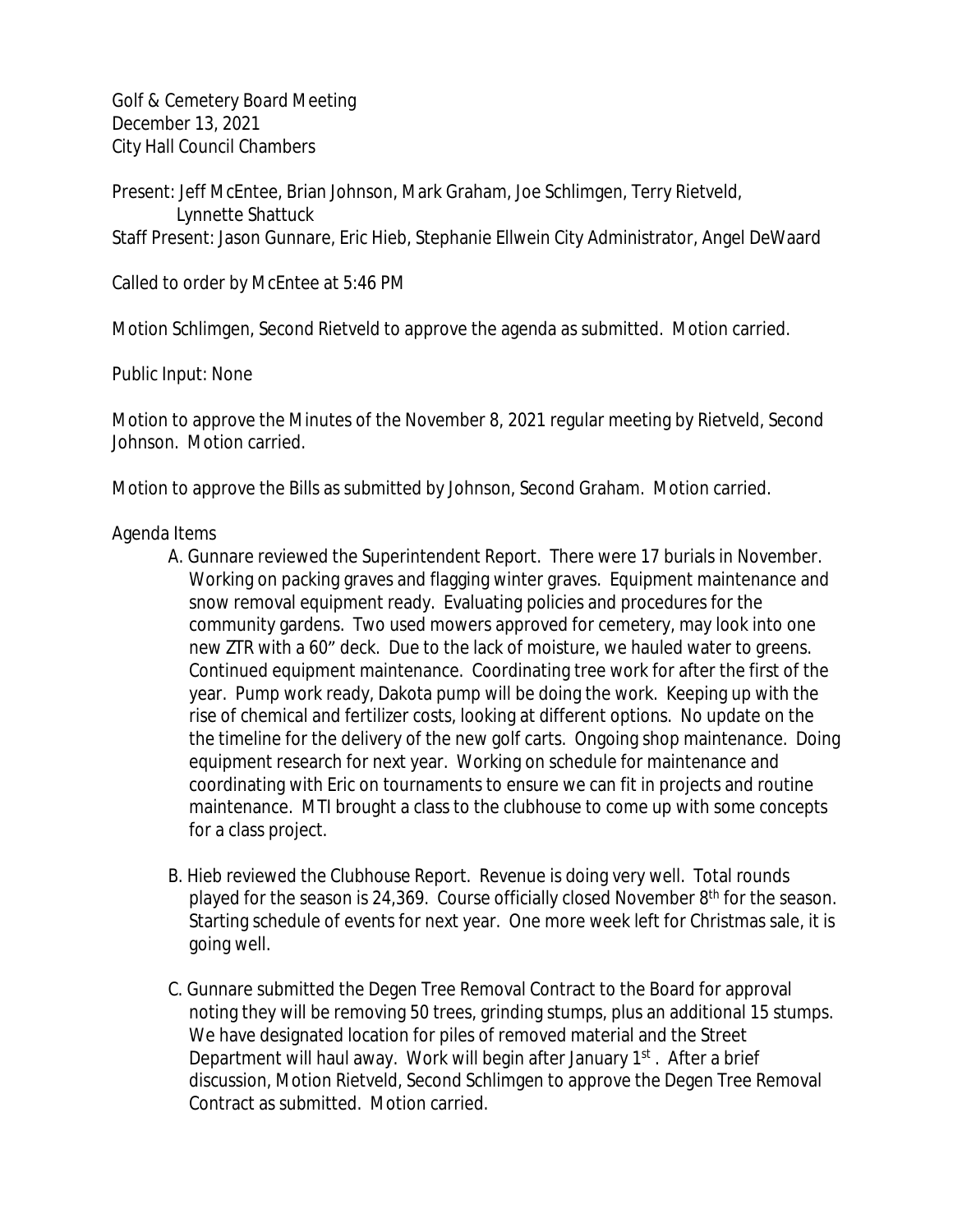Golf & Cemetery Board Meeting
December 13, 2021
City Hall Council Chambers

Present: Jeff McEntee, Brian Johnson, Mark Graham, Joe Schlimgen, Terry Rietveld, Lynnette Shattuck
Staff Present: Jason Gunnare, Eric Hieb, Stephanie Ellwein City Administrator, Angel DeWaard

Called to order by McEntee at 5:46 PM

Motion Schlimgen, Second Rietveld to approve the agenda as submitted. Motion carried.

Public Input: None

Motion to approve the Minutes of the November 8, 2021 regular meeting by Rietveld, Second Johnson. Motion carried.

Motion to approve the Bills as submitted by Johnson, Second Graham. Motion carried.

Agenda Items

A. Gunnare reviewed the Superintendent Report. There were 17 burials in November. Working on packing graves and flagging winter graves. Equipment maintenance and snow removal equipment ready. Evaluating policies and procedures for the community gardens. Two used mowers approved for cemetery, may look into one new ZTR with a 60" deck. Due to the lack of moisture, we hauled water to greens. Continued equipment maintenance. Coordinating tree work for after the first of the year. Pump work ready, Dakota pump will be doing the work. Keeping up with the rise of chemical and fertilizer costs, looking at different options. No update on the the timeline for the delivery of the new golf carts. Ongoing shop maintenance. Doing equipment research for next year. Working on schedule for maintenance and coordinating with Eric on tournaments to ensure we can fit in projects and routine maintenance. MTI brought a class to the clubhouse to come up with some concepts for a class project.

B. Hieb reviewed the Clubhouse Report. Revenue is doing very well. Total rounds played for the season is 24,369. Course officially closed November 8th for the season. Starting schedule of events for next year. One more week left for Christmas sale, it is going well.

C. Gunnare submitted the Degen Tree Removal Contract to the Board for approval noting they will be removing 50 trees, grinding stumps, plus an additional 15 stumps. We have designated location for piles of removed material and the Street Department will haul away. Work will begin after January 1st. After a brief discussion, Motion Rietveld, Second Schlimgen to approve the Degen Tree Removal Contract as submitted. Motion carried.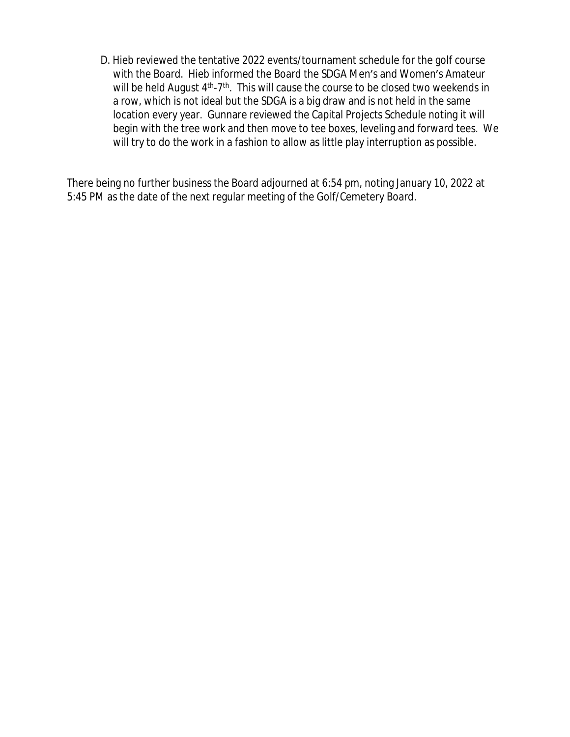D. Hieb reviewed the tentative 2022 events/tournament schedule for the golf course with the Board. Hieb informed the Board the SDGA Men's and Women's Amateur will be held August 4th-7th. This will cause the course to be closed two weekends in a row, which is not ideal but the SDGA is a big draw and is not held in the same location every year. Gunnare reviewed the Capital Projects Schedule noting it will begin with the tree work and then move to tee boxes, leveling and forward tees. We will try to do the work in a fashion to allow as little play interruption as possible.

There being no further business the Board adjourned at 6:54 pm, noting January 10, 2022 at 5:45 PM as the date of the next regular meeting of the Golf/Cemetery Board.